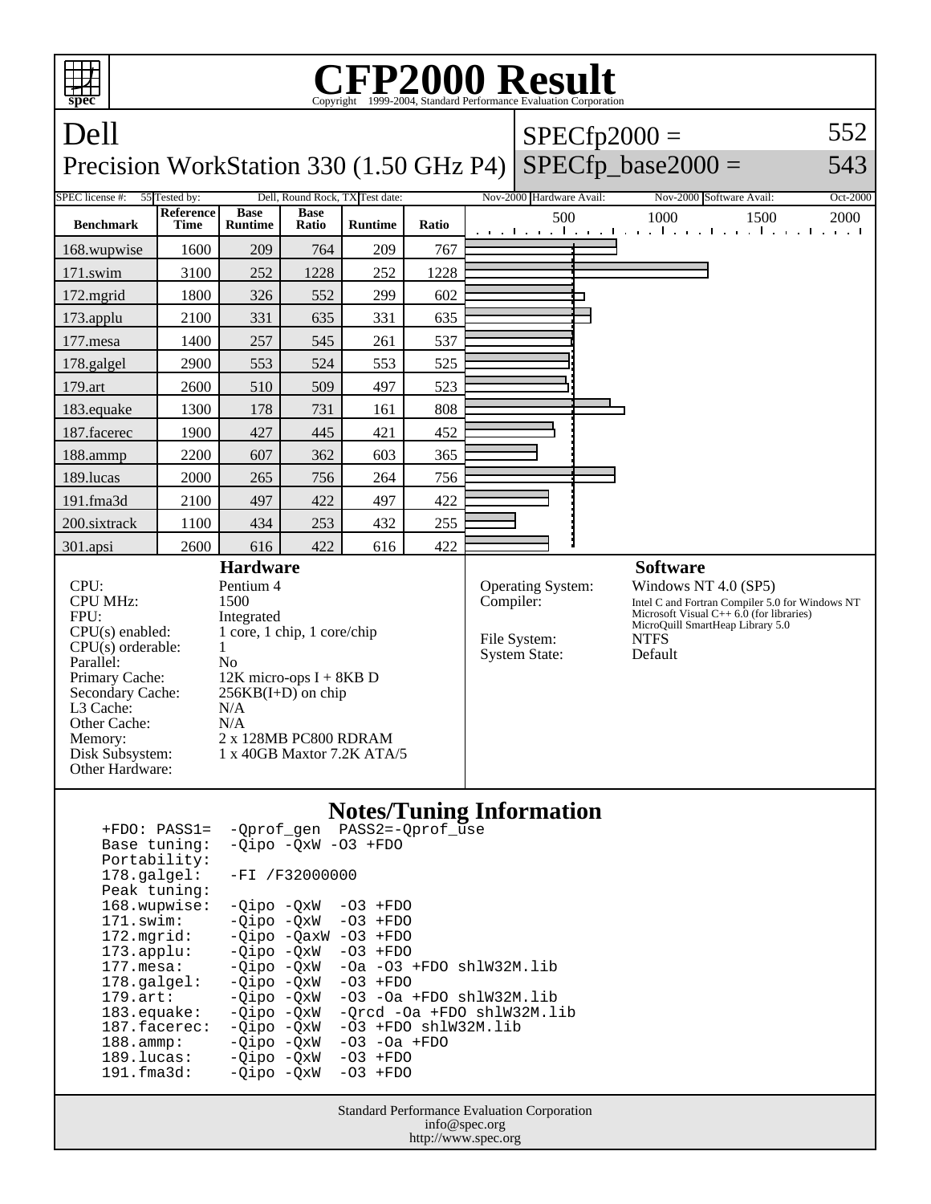# CFP2000 Result

Copyright 1999-2004, Standard Performance Evaluation Corporation

## Dell
### Precision WorkStation 330 (1.50 GHz P4)

SPECfp2000 = 552

SPECfp_base2000 = 543

SPEC license #: 55 | Tested by: Dell, Round Rock, TX | Test date: Nov-2000 | Hardware Avail: Nov-2000 | Software Avail: Oct-2000

| Benchmark | Reference Time | Base Runtime | Base Ratio | Runtime | Ratio |
|---|---|---|---|---|---|
| 168.wupwise | 1600 | 209 | 764 | 209 | 767 |
| 171.swim | 3100 | 252 | 1228 | 252 | 1228 |
| 172.mgrid | 1800 | 326 | 552 | 299 | 602 |
| 173.applu | 2100 | 331 | 635 | 331 | 635 |
| 177.mesa | 1400 | 257 | 545 | 261 | 537 |
| 178.galgel | 2900 | 553 | 524 | 553 | 525 |
| 179.art | 2600 | 510 | 509 | 497 | 523 |
| 183.equake | 1300 | 178 | 731 | 161 | 808 |
| 187.facerec | 1900 | 427 | 445 | 421 | 452 |
| 188.ammp | 2200 | 607 | 362 | 603 | 365 |
| 189.lucas | 2000 | 265 | 756 | 264 | 756 |
| 191.fma3d | 2100 | 497 | 422 | 497 | 422 |
| 200.sixtrack | 1100 | 434 | 253 | 432 | 255 |
| 301.apsi | 2600 | 616 | 422 | 616 | 422 |

### Hardware

| | |
|---|---|
| CPU: | Pentium 4 |
| CPU MHz: | 1500 |
| FPU: | Integrated |
| CPU(s) enabled: | 1 core, 1 chip, 1 core/chip |
| CPU(s) orderable: | 1 |
| Parallel: | No |
| Primary Cache: | 12K micro-ops I + 8KB D |
| Secondary Cache: | 256KB(I+D) on chip |
| L3 Cache: | N/A |
| Other Cache: | N/A |
| Memory: | 2 x 128MB PC800 RDRAM |
| Disk Subsystem: | 1 x 40GB Maxtor 7.2K ATA/5 |
| Other Hardware: | |

### Software

| | |
|---|---|
| Operating System: | Windows NT 4.0 (SP5) |
| Compiler: | Intel C and Fortran Compiler 5.0 for Windows NT<br>Microsoft Visual C++ 6.0 (for libraries)<br>MicroQuill SmartHeap Library 5.0 |
| File System: | NTFS |
| System State: | Default |

### Notes/Tuning Information

```
+FDO: PASS1=  -Qprof_gen  PASS2=-Qprof_use
Base tuning:  -Qipo -QxW -O3 +FDO
Portability:
178.galgel:   -FI /F32000000
Peak tuning:
168.wupwise:  -Qipo -QxW  -O3 +FDO
171.swim:     -Qipo -QxW  -O3 +FDO
172.mgrid:    -Qipo -QaxW -O3 +FDO
173.applu:    -Qipo -QxW  -O3 +FDO
177.mesa:     -Qipo -QxW  -Oa -O3 +FDO shlW32M.lib
178.galgel:   -Qipo -QxW  -O3 +FDO
179.art:      -Qipo -QxW  -O3 -Oa +FDO shlW32M.lib
183.equake:   -Qipo -QxW  -Qrcd -Oa +FDO shlW32M.lib
187.facerec:  -Qipo -QxW  -O3 +FDO shlW32M.lib
188.ammp:     -Qipo -QxW  -O3 -Oa +FDO
189.lucas:    -Qipo -QxW  -O3 +FDO
191.fma3d:    -Qipo -QxW  -O3 +FDO
```

Standard Performance Evaluation Corporation
info@spec.org
http://www.spec.org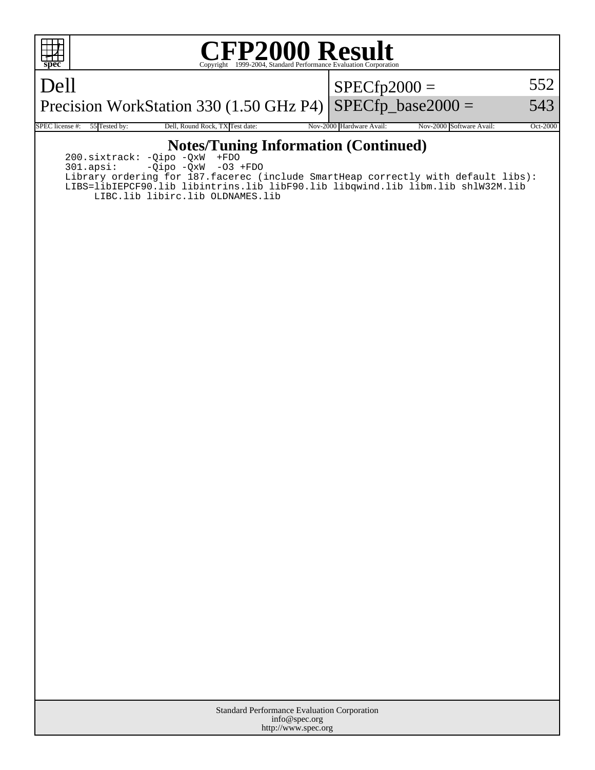# CFP2000 Result

Copyright 1999-2004, Standard Performance Evaluation Corporation

Dell

Precision WorkStation 330 (1.50 GHz P4)

SPECfp2000 = 552

SPECfp_base2000 = 543

| SPEC license #: | 55 | Tested by: | Dell, Round Rock, TX | Test date: | Nov-2000 | Hardware Avail: | Nov-2000 | Software Avail: | Oct-2000 |
|---|---|---|---|---|---|---|---|---|---|

## Notes/Tuning Information (Continued)

```
200.sixtrack: -Qipo -QxW  +FDO
301.apsi:     -Qipo -QxW  -O3 +FDO
Library ordering for 187.facerec (include SmartHeap correctly with default libs):
LIBS=libIEPCF90.lib libintrins.lib libF90.lib libqwind.lib libm.lib shlW32M.lib
     LIBC.lib libirc.lib OLDNAMES.lib
```

Standard Performance Evaluation Corporation
info@spec.org
http://www.spec.org